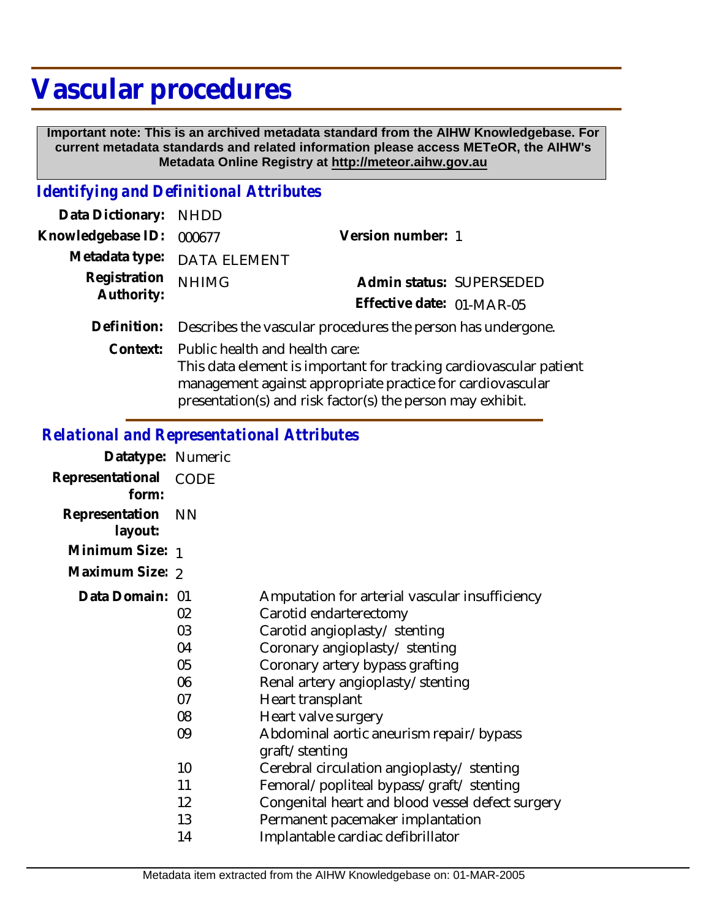# Vascular procedures

**Important note: This is an archived metadata standard from the AIHW Knowledgebase. For current metadata standards and related information please access METeOR, the AIHW's Metadata Online Registry at http://meteor.aihw.gov.au**

## *Identifying and Definitional Attributes*

| | | | |
|---|---|---|---|
| **Data Dictionary:** | NHDD | | |
| **Knowledgebase ID:** | 000677 | **Version number:** | 1 |
| **Metadata type:** | DATA ELEMENT | | |
| **Registration Authority:** | NHIMG | **Admin status:** | SUPERSEDED |
| | | **Effective date:** | 01-MAR-05 |

**Definition:** Describes the vascular procedures the person has undergone.

**Context:** Public health and health care:
This data element is important for tracking cardiovascular patient management against appropriate practice for cardiovascular presentation(s) and risk factor(s) the person may exhibit.

## *Relational and Representational Attributes*

**Datatype:** Numeric

**Representational form:** CODE

**Representation layout:** NN

**Minimum Size:** 1

**Maximum Size:** 2

**Data Domain:**

| Code | Description |
|---|---|
| 01 | Amputation for arterial vascular insufficiency |
| 02 | Carotid endarterectomy |
| 03 | Carotid angioplasty/ stenting |
| 04 | Coronary angioplasty/ stenting |
| 05 | Coronary artery bypass grafting |
| 06 | Renal artery angioplasty/stenting |
| 07 | Heart transplant |
| 08 | Heart valve surgery |
| 09 | Abdominal aortic aneurism repair/bypass graft/stenting |
| 10 | Cerebral circulation angioplasty/ stenting |
| 11 | Femoral/popliteal bypass/graft/ stenting |
| 12 | Congenital heart and blood vessel defect surgery |
| 13 | Permanent pacemaker implantation |
| 14 | Implantable cardiac defibrillator |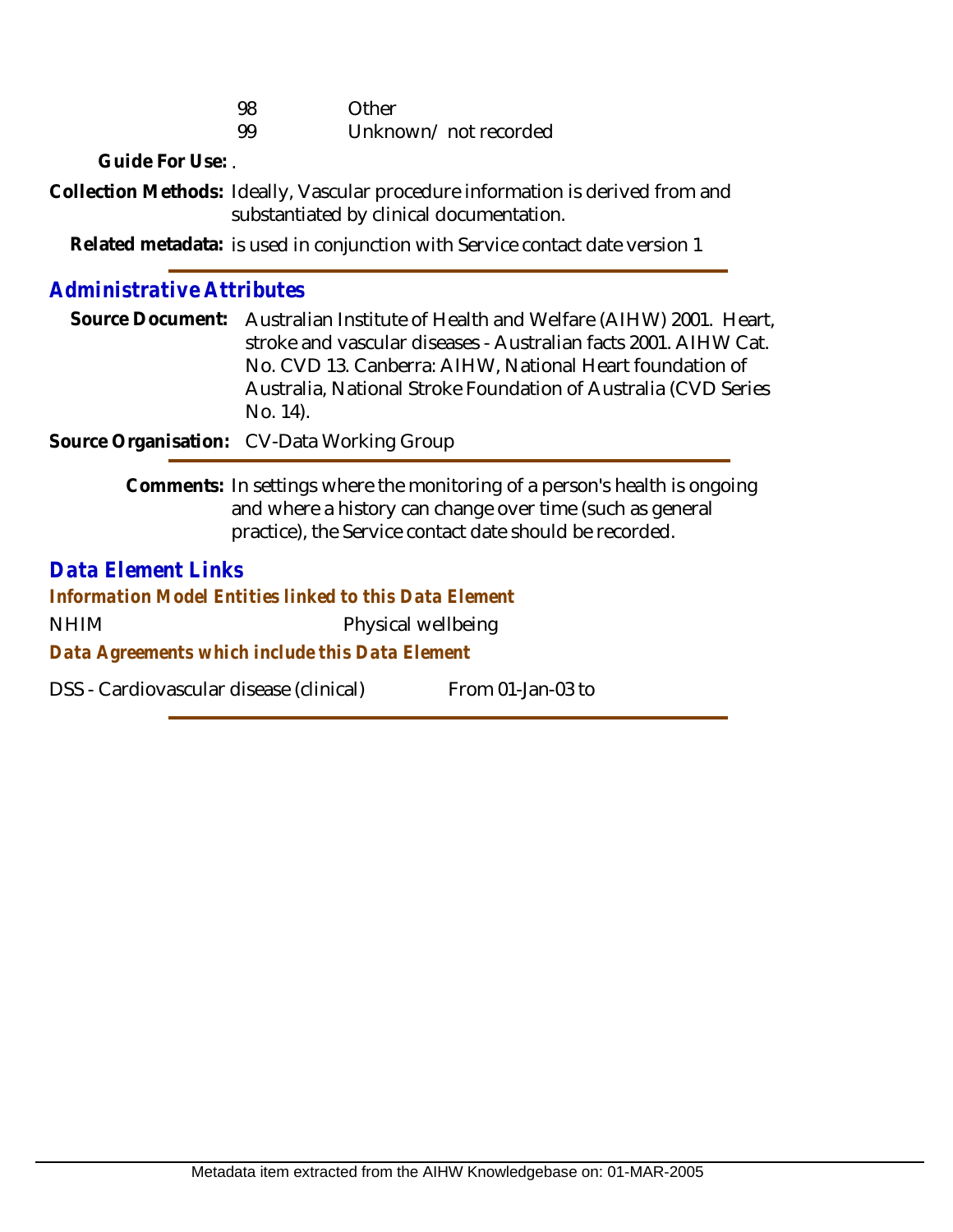| | |
|---|---|
| 98 | Other |
| 99 | Unknown/ not recorded |

**Guide For Use:** .

**Collection Methods:** Ideally, Vascular procedure information is derived from and substantiated by clinical documentation.

**Related metadata:** is used in conjunction with Service contact date version 1

## Administrative Attributes

**Source Document:** Australian Institute of Health and Welfare (AIHW) 2001. Heart, stroke and vascular diseases - Australian facts 2001. AIHW Cat. No. CVD 13. Canberra: AIHW, National Heart foundation of Australia, National Stroke Foundation of Australia (CVD Series No. 14).

**Source Organisation:** CV-Data Working Group

**Comments:** In settings where the monitoring of a person's health is ongoing and where a history can change over time (such as general practice), the Service contact date should be recorded.

## Data Element Links

### *Information Model Entities linked to this Data Element*

NHIM    Physical wellbeing

### *Data Agreements which include this Data Element*

DSS - Cardiovascular disease (clinical)    From 01-Jan-03 to

Metadata item extracted from the AIHW Knowledgebase on: 01-MAR-2005